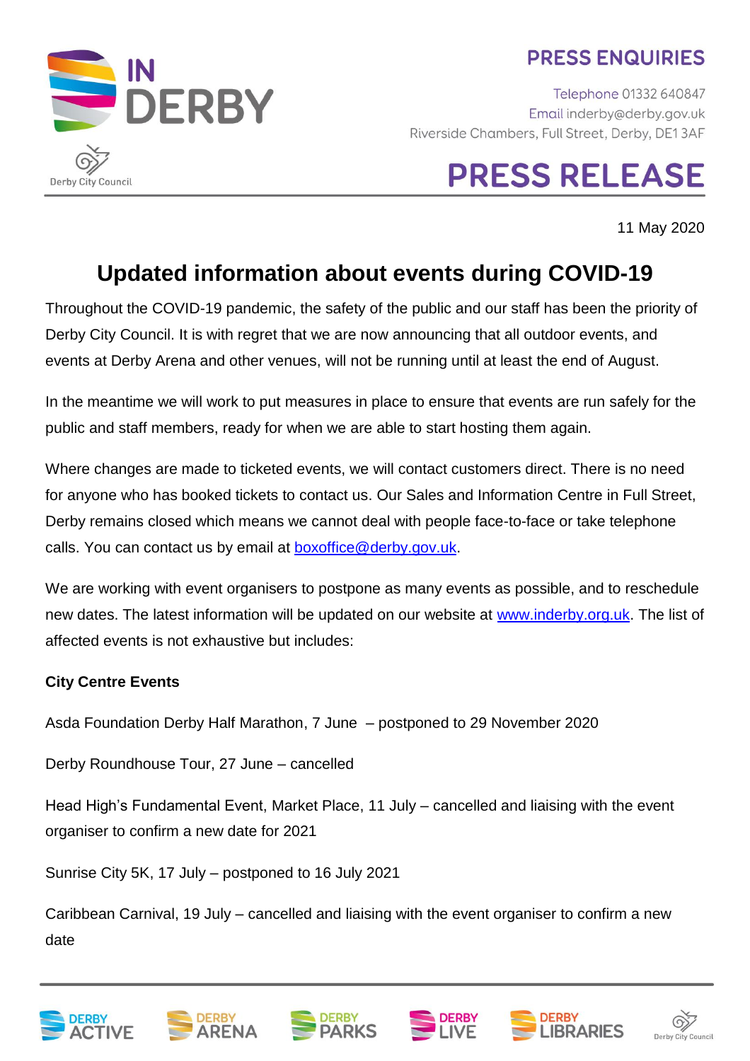IN DERBY

Derby City Council

**PRESS ENQUIRIES**

Telephone 01332 640847
Email inderby@derby.gov.uk
Riverside Chambers, Full Street, Derby, DE1 3AF

# PRESS RELEASE

11 May 2020

## Updated information about events during COVID-19

Throughout the COVID-19 pandemic, the safety of the public and our staff has been the priority of Derby City Council. It is with regret that we are now announcing that all outdoor events, and events at Derby Arena and other venues, will not be running until at least the end of August.

In the meantime we will work to put measures in place to ensure that events are run safely for the public and staff members, ready for when we are able to start hosting them again.

Where changes are made to ticketed events, we will contact customers direct. There is no need for anyone who has booked tickets to contact us. Our Sales and Information Centre in Full Street, Derby remains closed which means we cannot deal with people face-to-face or take telephone calls. You can contact us by email at [boxoffice@derby.gov.uk](mailto:boxoffice@derby.gov.uk).

We are working with event organisers to postpone as many events as possible, and to reschedule new dates. The latest information will be updated on our website at [www.inderby.org.uk](http://www.inderby.org.uk). The list of affected events is not exhaustive but includes:

**City Centre Events**

Asda Foundation Derby Half Marathon, 7 June – postponed to 29 November 2020

Derby Roundhouse Tour, 27 June – cancelled

Head High's Fundamental Event, Market Place, 11 July – cancelled and liaising with the event organiser to confirm a new date for 2021

Sunrise City 5K, 17 July – postponed to 16 July 2021

Caribbean Carnival, 19 July – cancelled and liaising with the event organiser to confirm a new date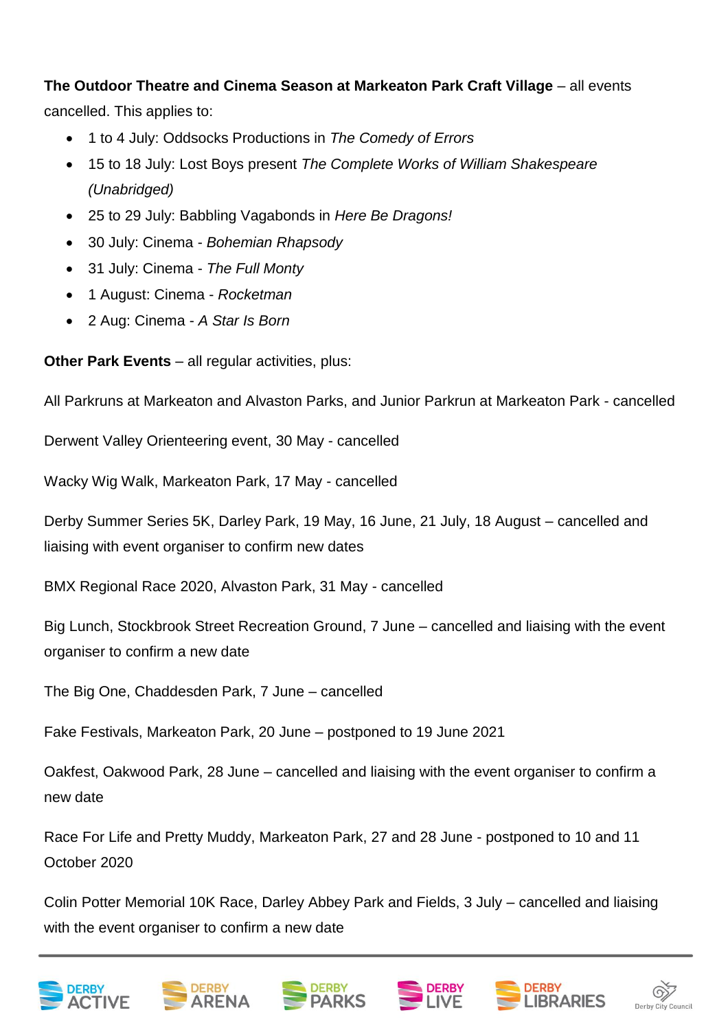**The Outdoor Theatre and Cinema Season at Markeaton Park Craft Village** – all events cancelled. This applies to:

- 1 to 4 July: Oddsocks Productions in *The Comedy of Errors*
- 15 to 18 July: Lost Boys present *The Complete Works of William Shakespeare (Unabridged)*
- 25 to 29 July: Babbling Vagabonds in *Here Be Dragons!*
- 30 July: Cinema - *Bohemian Rhapsody*
- 31 July: Cinema - *The Full Monty*
- 1 August: Cinema - *Rocketman*
- 2 Aug: Cinema - *A Star Is Born*

**Other Park Events** – all regular activities, plus:

All Parkruns at Markeaton and Alvaston Parks, and Junior Parkrun at Markeaton Park - cancelled

Derwent Valley Orienteering event, 30 May - cancelled

Wacky Wig Walk, Markeaton Park, 17 May - cancelled

Derby Summer Series 5K, Darley Park, 19 May, 16 June, 21 July, 18 August – cancelled and liaising with event organiser to confirm new dates

BMX Regional Race 2020, Alvaston Park, 31 May - cancelled

Big Lunch, Stockbrook Street Recreation Ground, 7 June – cancelled and liaising with the event organiser to confirm a new date

The Big One, Chaddesden Park, 7 June – cancelled

Fake Festivals, Markeaton Park, 20 June – postponed to 19 June 2021

Oakfest, Oakwood Park, 28 June – cancelled and liaising with the event organiser to confirm a new date

Race For Life and Pretty Muddy, Markeaton Park, 27 and 28 June - postponed to 10 and 11 October 2020

Colin Potter Memorial 10K Race, Darley Abbey Park and Fields, 3 July – cancelled and liaising with the event organiser to confirm a new date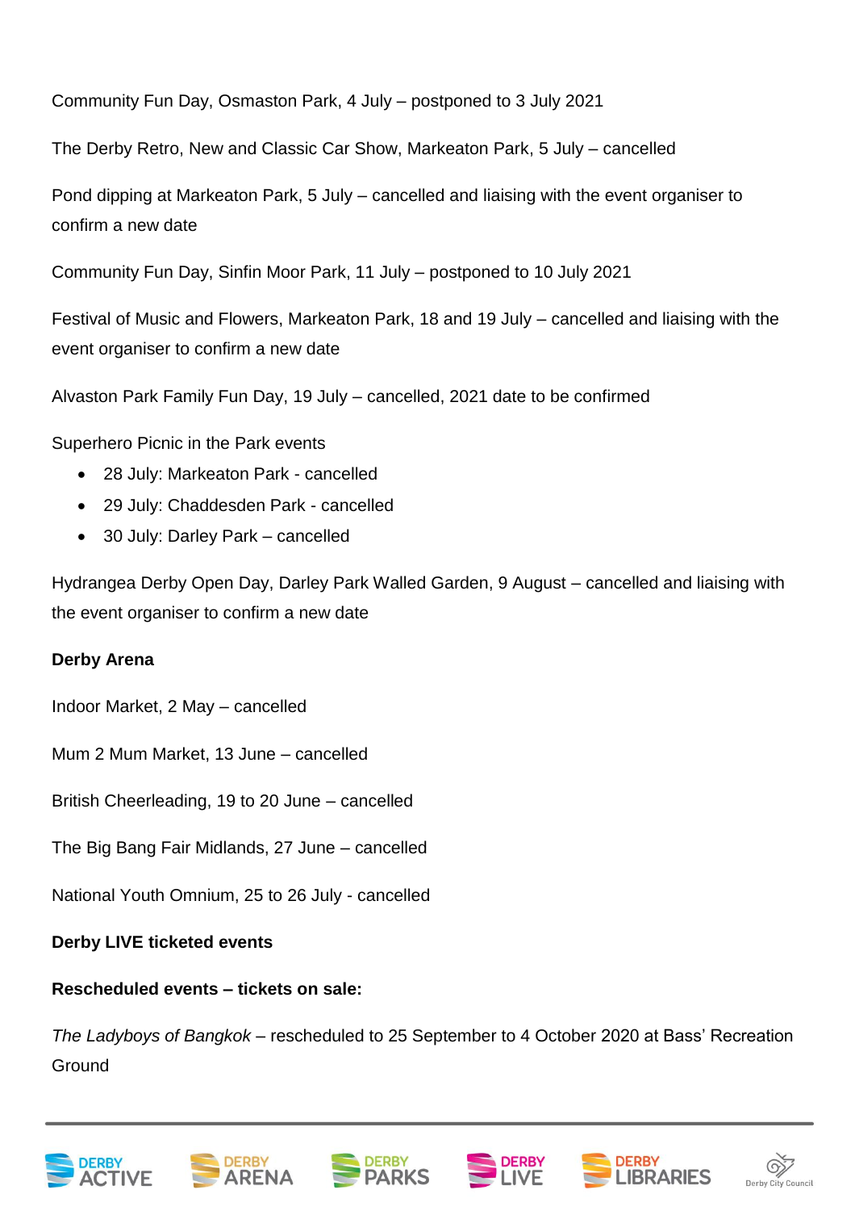Community Fun Day, Osmaston Park, 4 July – postponed to 3 July 2021

The Derby Retro, New and Classic Car Show, Markeaton Park, 5 July – cancelled

Pond dipping at Markeaton Park, 5 July – cancelled and liaising with the event organiser to confirm a new date

Community Fun Day, Sinfin Moor Park, 11 July – postponed to 10 July 2021

Festival of Music and Flowers, Markeaton Park, 18 and 19 July – cancelled and liaising with the event organiser to confirm a new date

Alvaston Park Family Fun Day, 19 July – cancelled, 2021 date to be confirmed

Superhero Picnic in the Park events

- 28 July: Markeaton Park - cancelled
- 29 July: Chaddesden Park - cancelled
- 30 July: Darley Park – cancelled

Hydrangea Derby Open Day, Darley Park Walled Garden, 9 August – cancelled and liaising with the event organiser to confirm a new date

**Derby Arena**

Indoor Market, 2 May – cancelled

Mum 2 Mum Market, 13 June – cancelled

British Cheerleading, 19 to 20 June – cancelled

The Big Bang Fair Midlands, 27 June – cancelled

National Youth Omnium, 25 to 26 July - cancelled

**Derby LIVE ticketed events**

**Rescheduled events – tickets on sale:**

*The Ladyboys of Bangkok* – rescheduled to 25 September to 4 October 2020 at Bass' Recreation Ground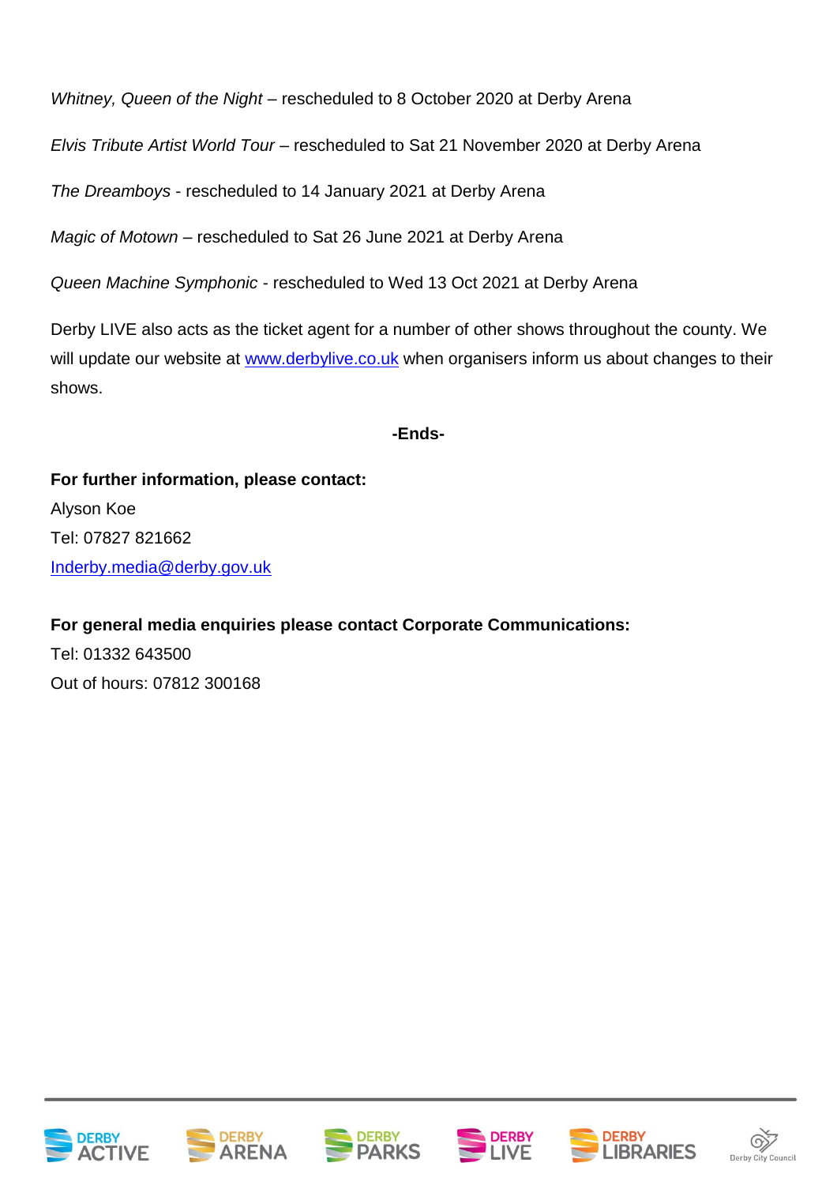*Whitney, Queen of the Night* – rescheduled to 8 October 2020 at Derby Arena

*Elvis Tribute Artist World Tour* – rescheduled to Sat 21 November 2020 at Derby Arena

*The Dreamboys* - rescheduled to 14 January 2021 at Derby Arena

*Magic of Motown* – rescheduled to Sat 26 June 2021 at Derby Arena

*Queen Machine Symphonic* - rescheduled to Wed 13 Oct 2021 at Derby Arena

Derby LIVE also acts as the ticket agent for a number of other shows throughout the county. We will update our website at www.derbylive.co.uk when organisers inform us about changes to their shows.

**-Ends-**

**For further information, please contact:**
Alyson Koe
Tel: 07827 821662
Inderby.media@derby.gov.uk

**For general media enquiries please contact Corporate Communications:**
Tel: 01332 643500
Out of hours: 07812 300168